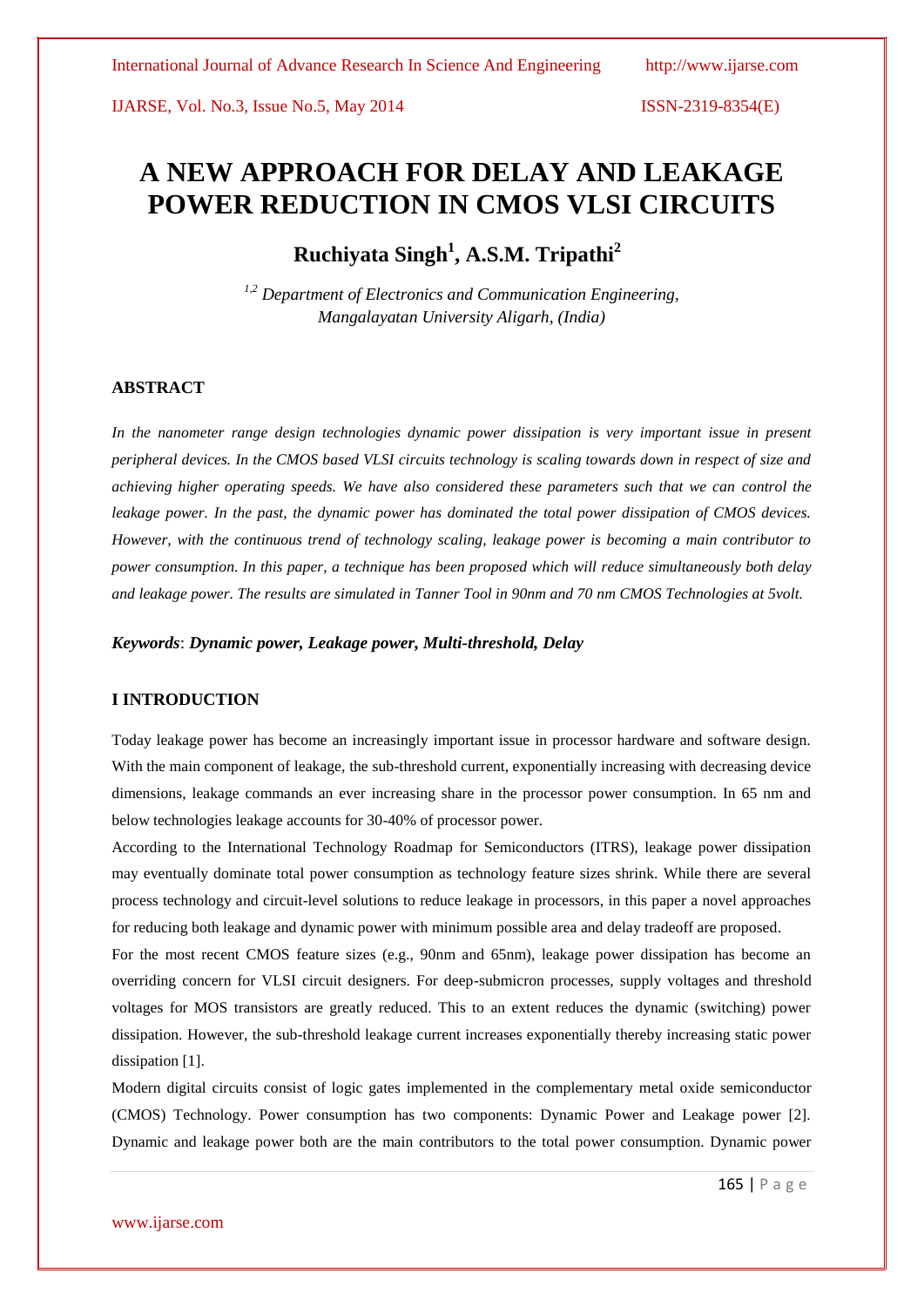# A NEW APPROACH FOR DELAY AND LEAKAGE POWER REDUCTION IN CMOS VLSI CIRCUITS

**Ruchiyata Singh[1], A.S.M. Tripathi[2]**

*[1,2] Department of Electronics and Communication Engineering, Mangalayatan University Aligarh, (India)*

## ABSTRACT

*In the nanometer range design technologies dynamic power dissipation is very important issue in present peripheral devices. In the CMOS based VLSI circuits technology is scaling towards down in respect of size and achieving higher operating speeds. We have also considered these parameters such that we can control the leakage power. In the past, the dynamic power has dominated the total power dissipation of CMOS devices. However, with the continuous trend of technology scaling, leakage power is becoming a main contributor to power consumption. In this paper, a technique has been proposed which will reduce simultaneously both delay and leakage power. The results are simulated in Tanner Tool in 90nm and 70 nm CMOS Technologies at 5volt.*

***Keywords***: ***Dynamic power, Leakage power, Multi-threshold, Delay***

## I INTRODUCTION

Today leakage power has become an increasingly important issue in processor hardware and software design. With the main component of leakage, the sub-threshold current, exponentially increasing with decreasing device dimensions, leakage commands an ever increasing share in the processor power consumption. In 65 nm and below technologies leakage accounts for 30-40% of processor power.

According to the International Technology Roadmap for Semiconductors (ITRS), leakage power dissipation may eventually dominate total power consumption as technology feature sizes shrink. While there are several process technology and circuit-level solutions to reduce leakage in processors, in this paper a novel approaches for reducing both leakage and dynamic power with minimum possible area and delay tradeoff are proposed.

For the most recent CMOS feature sizes (e.g., 90nm and 65nm), leakage power dissipation has become an overriding concern for VLSI circuit designers. For deep-submicron processes, supply voltages and threshold voltages for MOS transistors are greatly reduced. This to an extent reduces the dynamic (switching) power dissipation. However, the sub-threshold leakage current increases exponentially thereby increasing static power dissipation [1].

Modern digital circuits consist of logic gates implemented in the complementary metal oxide semiconductor (CMOS) Technology. Power consumption has two components: Dynamic Power and Leakage power [2]. Dynamic and leakage power both are the main contributors to the total power consumption. Dynamic power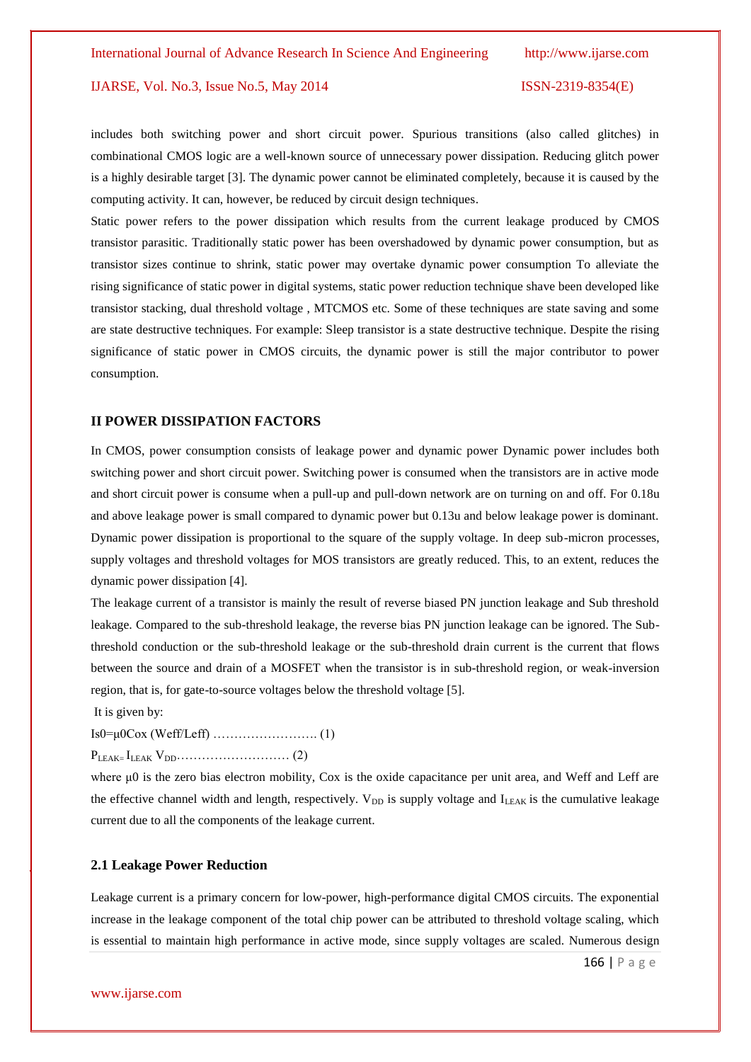includes both switching power and short circuit power. Spurious transitions (also called glitches) in combinational CMOS logic are a well-known source of unnecessary power dissipation. Reducing glitch power is a highly desirable target [3]. The dynamic power cannot be eliminated completely, because it is caused by the computing activity. It can, however, be reduced by circuit design techniques.

Static power refers to the power dissipation which results from the current leakage produced by CMOS transistor parasitic. Traditionally static power has been overshadowed by dynamic power consumption, but as transistor sizes continue to shrink, static power may overtake dynamic power consumption To alleviate the rising significance of static power in digital systems, static power reduction technique shave been developed like transistor stacking, dual threshold voltage , MTCMOS etc. Some of these techniques are state saving and some are state destructive techniques. For example: Sleep transistor is a state destructive technique. Despite the rising significance of static power in CMOS circuits, the dynamic power is still the major contributor to power consumption.

## II POWER DISSIPATION FACTORS

In CMOS, power consumption consists of leakage power and dynamic power Dynamic power includes both switching power and short circuit power. Switching power is consumed when the transistors are in active mode and short circuit power is consume when a pull-up and pull-down network are on turning on and off. For 0.18u and above leakage power is small compared to dynamic power but 0.13u and below leakage power is dominant. Dynamic power dissipation is proportional to the square of the supply voltage. In deep sub-micron processes, supply voltages and threshold voltages for MOS transistors are greatly reduced. This, to an extent, reduces the dynamic power dissipation [4].

The leakage current of a transistor is mainly the result of reverse biased PN junction leakage and Sub threshold leakage. Compared to the sub-threshold leakage, the reverse bias PN junction leakage can be ignored. The Sub-threshold conduction or the sub-threshold leakage or the sub-threshold drain current is the current that flows between the source and drain of a MOSFET when the transistor is in sub-threshold region, or weak-inversion region, that is, for gate-to-source voltages below the threshold voltage [5].

It is given by:

$I_{s0} = \mu_0 C_{ox} (W_{eff}/L_{eff})$ ……………………. (1)

$P_{LEAK} = I_{LEAK} V_{DD}$……………………… (2)

where $\mu_0$ is the zero bias electron mobility, $C_{ox}$ is the oxide capacitance per unit area, and $W_{eff}$ and $L_{eff}$ are the effective channel width and length, respectively. $V_{DD}$ is supply voltage and $I_{LEAK}$ is the cumulative leakage current due to all the components of the leakage current.

### 2.1 Leakage Power Reduction

Leakage current is a primary concern for low-power, high-performance digital CMOS circuits. The exponential increase in the leakage component of the total chip power can be attributed to threshold voltage scaling, which is essential to maintain high performance in active mode, since supply voltages are scaled. Numerous design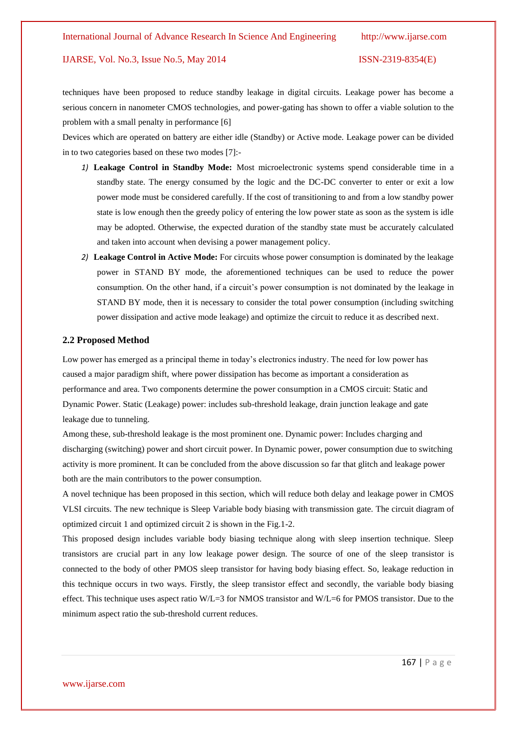techniques have been proposed to reduce standby leakage in digital circuits. Leakage power has become a serious concern in nanometer CMOS technologies, and power-gating has shown to offer a viable solution to the problem with a small penalty in performance [6]

Devices which are operated on battery are either idle (Standby) or Active mode. Leakage power can be divided in to two categories based on these two modes [7]:-

1) **Leakage Control in Standby Mode:** Most microelectronic systems spend considerable time in a standby state. The energy consumed by the logic and the DC-DC converter to enter or exit a low power mode must be considered carefully. If the cost of transitioning to and from a low standby power state is low enough then the greedy policy of entering the low power state as soon as the system is idle may be adopted. Otherwise, the expected duration of the standby state must be accurately calculated and taken into account when devising a power management policy.

2) **Leakage Control in Active Mode:** For circuits whose power consumption is dominated by the leakage power in STAND BY mode, the aforementioned techniques can be used to reduce the power consumption. On the other hand, if a circuit's power consumption is not dominated by the leakage in STAND BY mode, then it is necessary to consider the total power consumption (including switching power dissipation and active mode leakage) and optimize the circuit to reduce it as described next.

## 2.2 Proposed Method

Low power has emerged as a principal theme in today's electronics industry. The need for low power has caused a major paradigm shift, where power dissipation has become as important a consideration as performance and area. Two components determine the power consumption in a CMOS circuit: Static and Dynamic Power. Static (Leakage) power: includes sub-threshold leakage, drain junction leakage and gate leakage due to tunneling.

Among these, sub-threshold leakage is the most prominent one. Dynamic power: Includes charging and discharging (switching) power and short circuit power. In Dynamic power, power consumption due to switching activity is more prominent. It can be concluded from the above discussion so far that glitch and leakage power both are the main contributors to the power consumption.

A novel technique has been proposed in this section, which will reduce both delay and leakage power in CMOS VLSI circuits. The new technique is Sleep Variable body biasing with transmission gate. The circuit diagram of optimized circuit 1 and optimized circuit 2 is shown in the Fig.1-2.

This proposed design includes variable body biasing technique along with sleep insertion technique. Sleep transistors are crucial part in any low leakage power design. The source of one of the sleep transistor is connected to the body of other PMOS sleep transistor for having body biasing effect. So, leakage reduction in this technique occurs in two ways. Firstly, the sleep transistor effect and secondly, the variable body biasing effect. This technique uses aspect ratio $W/L=3$ for NMOS transistor and $W/L=6$ for PMOS transistor. Due to the minimum aspect ratio the sub-threshold current reduces.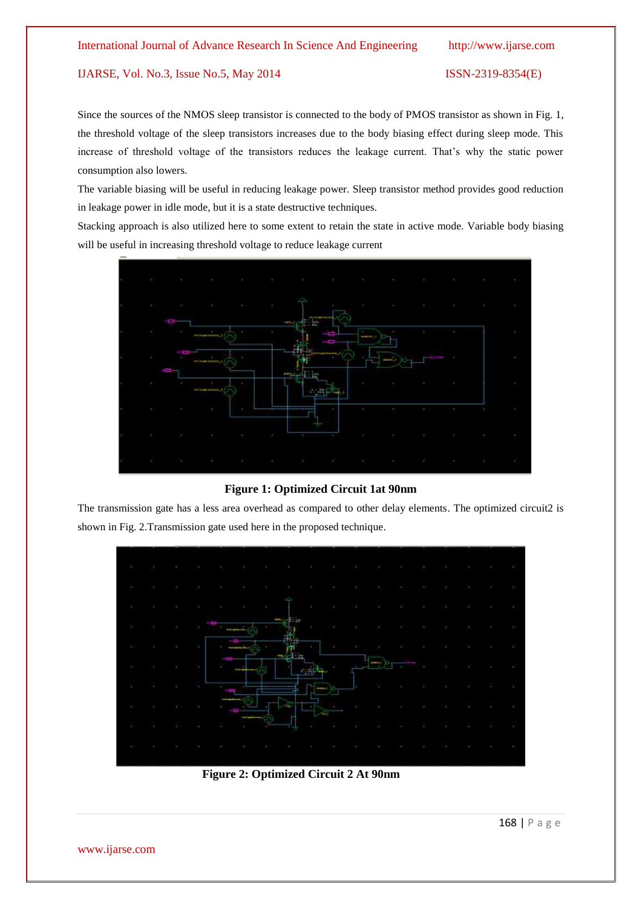Since the sources of the NMOS sleep transistor is connected to the body of PMOS transistor as shown in Fig. 1, the threshold voltage of the sleep transistors increases due to the body biasing effect during sleep mode. This increase of threshold voltage of the transistors reduces the leakage current. That's why the static power consumption also lowers.

The variable biasing will be useful in reducing leakage power. Sleep transistor method provides good reduction in leakage power in idle mode, but it is a state destructive techniques.

Stacking approach is also utilized here to some extent to retain the state in active mode. Variable body biasing will be useful in increasing threshold voltage to reduce leakage current

**Figure 1: Optimized Circuit 1at 90nm**

The transmission gate has a less area overhead as compared to other delay elements. The optimized circuit2 is shown in Fig. 2.Transmission gate used here in the proposed technique.

**Figure 2: Optimized Circuit 2 At 90nm**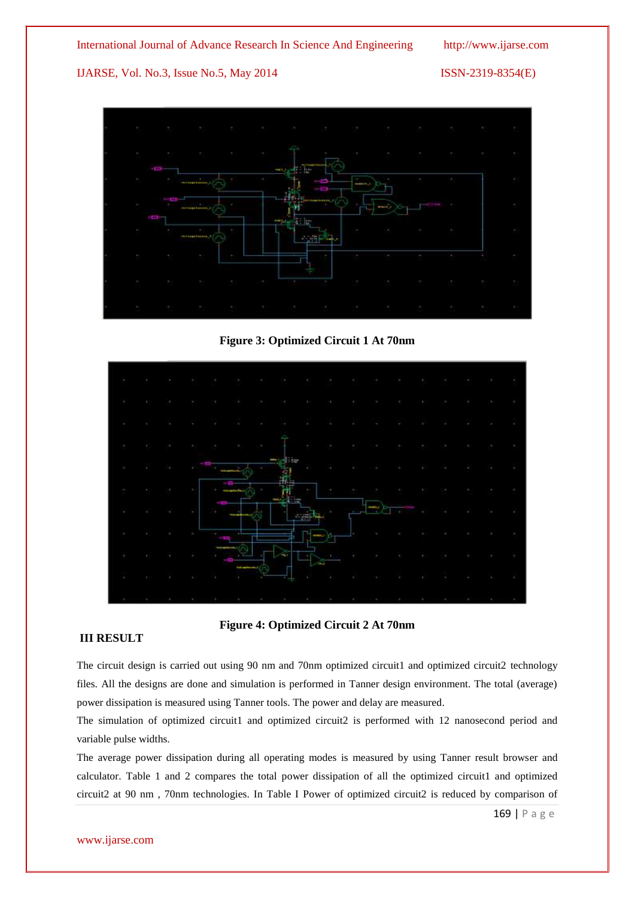**Figure 3: Optimized Circuit 1 At 70nm**

**Figure 4: Optimized Circuit 2 At 70nm**

## III RESULT

The circuit design is carried out using 90 nm and 70nm optimized circuit1 and optimized circuit2 technology files. All the designs are done and simulation is performed in Tanner design environment. The total (average) power dissipation is measured using Tanner tools. The power and delay are measured.

The simulation of optimized circuit1 and optimized circuit2 is performed with 12 nanosecond period and variable pulse widths.

The average power dissipation during all operating modes is measured by using Tanner result browser and calculator. Table 1 and 2 compares the total power dissipation of all the optimized circuit1 and optimized circuit2 at 90 nm , 70nm technologies. In Table I Power of optimized circuit2 is reduced by comparison of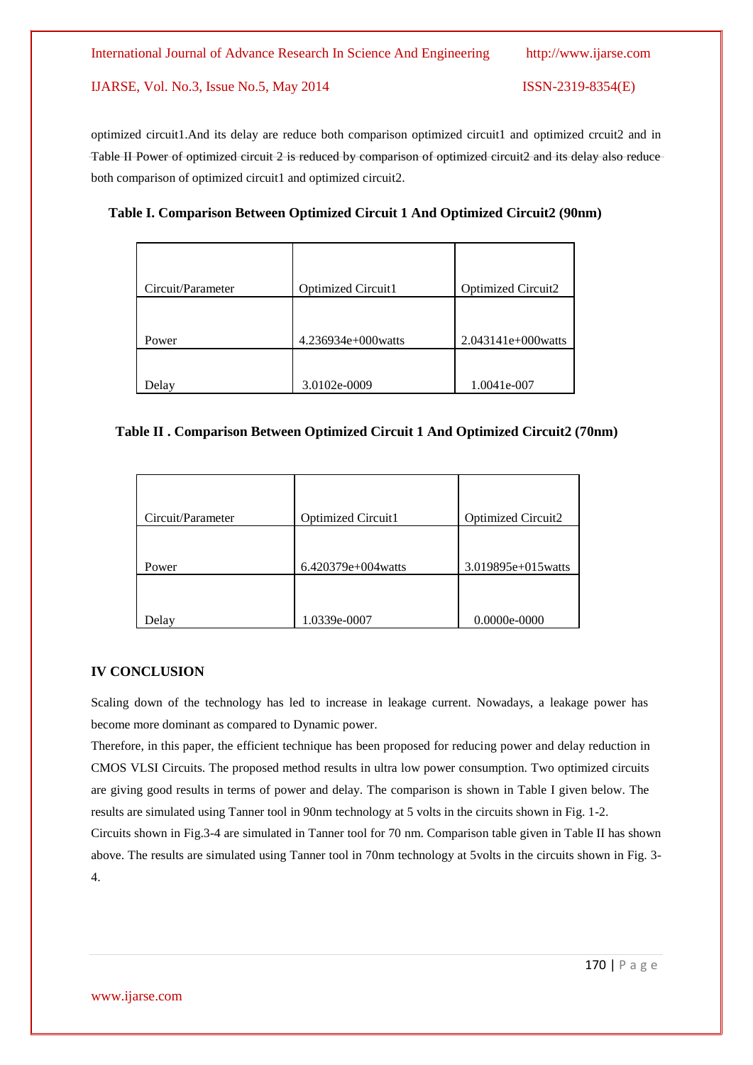optimized circuit1.And its delay are reduce both comparison optimized circuit1 and optimized crcuit2 and in Table II Power of optimized circuit 2 is reduced by comparison of optimized circuit2 and its delay also reduce both comparison of optimized circuit1 and optimized circuit2.

**Table I. Comparison Between Optimized Circuit 1 And Optimized Circuit2 (90nm)**

| Circuit/Parameter | Optimized Circuit1 | Optimized Circuit2 |
| --- | --- | --- |
| Power | 4.236934e+000watts | 2.043141e+000watts |
| Delay | 3.0102e-0009 | 1.0041e-007 |

**Table II . Comparison Between Optimized Circuit 1 And Optimized Circuit2 (70nm)**

| Circuit/Parameter | Optimized Circuit1 | Optimized Circuit2 |
| --- | --- | --- |
| Power | 6.420379e+004watts | 3.019895e+015watts |
| Delay | 1.0339e-0007 | 0.0000e-0000 |

## IV CONCLUSION

Scaling down of the technology has led to increase in leakage current. Nowadays, a leakage power has become more dominant as compared to Dynamic power.

Therefore, in this paper, the efficient technique has been proposed for reducing power and delay reduction in CMOS VLSI Circuits. The proposed method results in ultra low power consumption. Two optimized circuits are giving good results in terms of power and delay. The comparison is shown in Table I given below. The results are simulated using Tanner tool in 90nm technology at 5 volts in the circuits shown in Fig. 1-2.

Circuits shown in Fig.3-4 are simulated in Tanner tool for 70 nm. Comparison table given in Table II has shown above. The results are simulated using Tanner tool in 70nm technology at 5volts in the circuits shown in Fig. 3-4.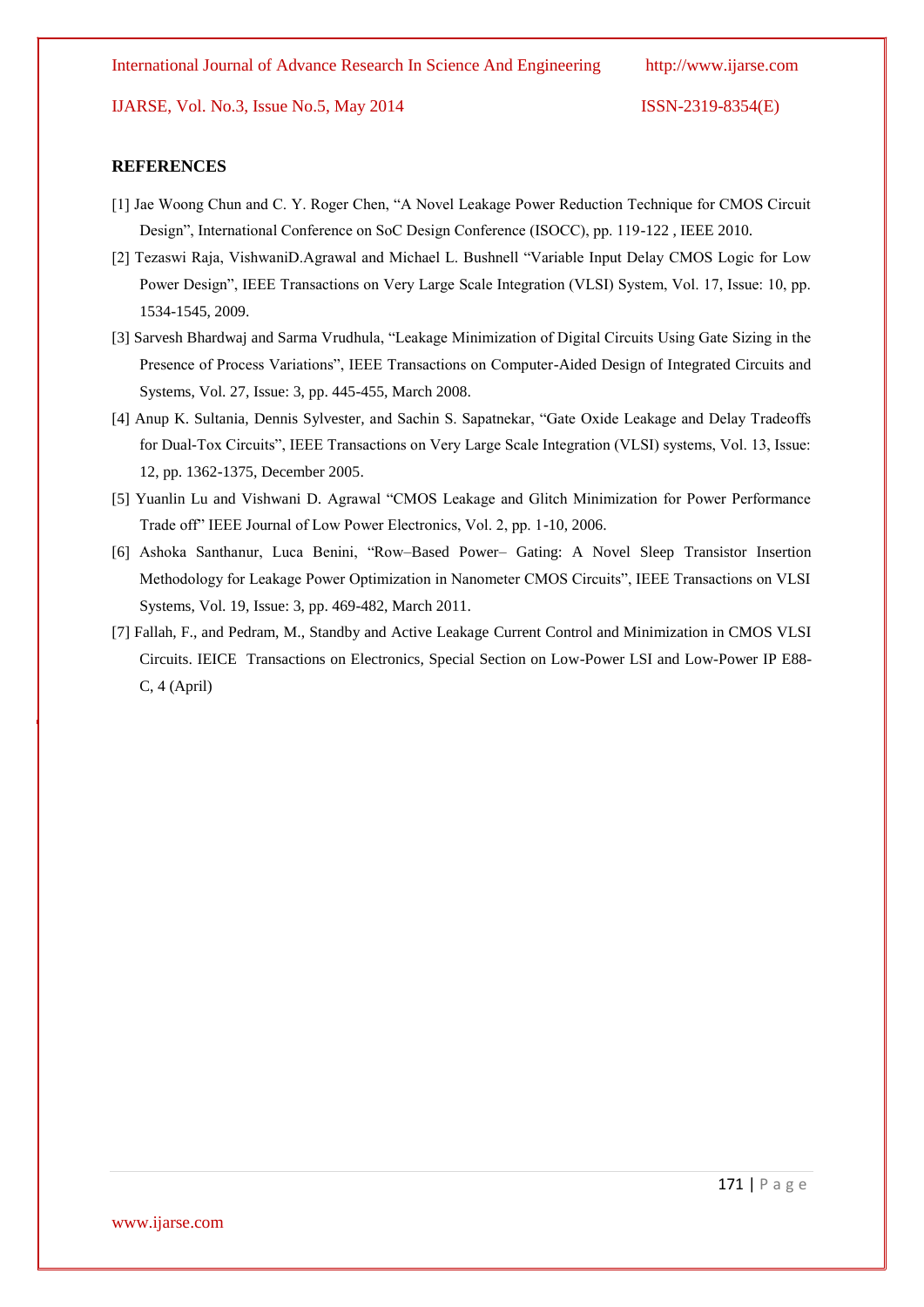## REFERENCES

[1] Jae Woong Chun and C. Y. Roger Chen, "A Novel Leakage Power Reduction Technique for CMOS Circuit Design", International Conference on SoC Design Conference (ISOCC), pp. 119-122 , IEEE 2010.

[2] Tezaswi Raja, VishwaniD.Agrawal and Michael L. Bushnell "Variable Input Delay CMOS Logic for Low Power Design", IEEE Transactions on Very Large Scale Integration (VLSI) System, Vol. 17, Issue: 10, pp. 1534-1545, 2009.

[3] Sarvesh Bhardwaj and Sarma Vrudhula, "Leakage Minimization of Digital Circuits Using Gate Sizing in the Presence of Process Variations", IEEE Transactions on Computer-Aided Design of Integrated Circuits and Systems, Vol. 27, Issue: 3, pp. 445-455, March 2008.

[4] Anup K. Sultania, Dennis Sylvester, and Sachin S. Sapatnekar, "Gate Oxide Leakage and Delay Tradeoffs for Dual-Tox Circuits", IEEE Transactions on Very Large Scale Integration (VLSI) systems, Vol. 13, Issue: 12, pp. 1362-1375, December 2005.

[5] Yuanlin Lu and Vishwani D. Agrawal "CMOS Leakage and Glitch Minimization for Power Performance Trade off" IEEE Journal of Low Power Electronics, Vol. 2, pp. 1-10, 2006.

[6] Ashoka Santhanur, Luca Benini, "Row–Based Power– Gating: A Novel Sleep Transistor Insertion Methodology for Leakage Power Optimization in Nanometer CMOS Circuits", IEEE Transactions on VLSI Systems, Vol. 19, Issue: 3, pp. 469-482, March 2011.

[7] Fallah, F., and Pedram, M., Standby and Active Leakage Current Control and Minimization in CMOS VLSI Circuits. IEICE Transactions on Electronics, Special Section on Low-Power LSI and Low-Power IP E88-C, 4 (April)